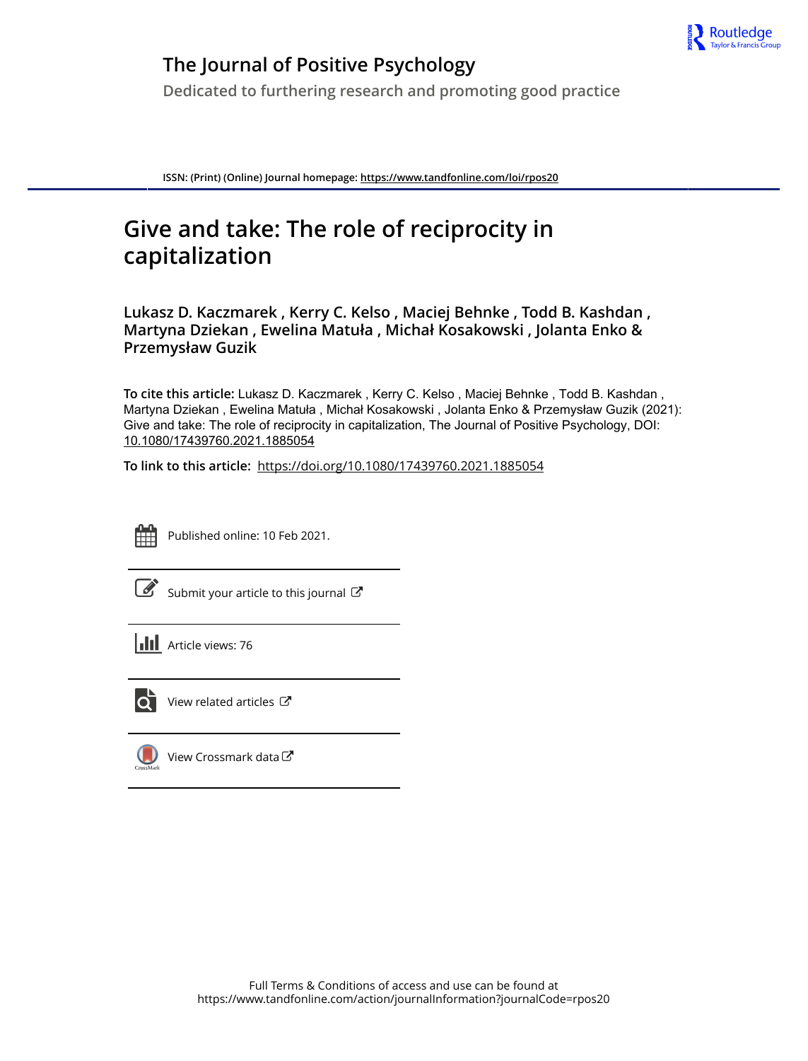The Journal of Positive Psychology

Dedicated to furthering research and promoting good practice

ISSN: (Print) (Online) Journal homepage: https://www.tandfonline.com/loi/rpos20

# Give and take: The role of reciprocity in capitalization

**Lukasz D. Kaczmarek , Kerry C. Kelso , Maciej Behnke , Todd B. Kashdan , Martyna Dziekan , Ewelina Matuła , Michał Kosakowski , Jolanta Enko & Przemysław Guzik**

**To cite this article:** Lukasz D. Kaczmarek , Kerry C. Kelso , Maciej Behnke , Todd B. Kashdan , Martyna Dziekan , Ewelina Matuła , Michał Kosakowski , Jolanta Enko & Przemysław Guzik (2021): Give and take: The role of reciprocity in capitalization, The Journal of Positive Psychology, DOI: 10.1080/17439760.2021.1885054

**To link to this article:** https://doi.org/10.1080/17439760.2021.1885054

Published online: 10 Feb 2021.

Submit your article to this journal

Article views: 76

View related articles

View Crossmark data

Full Terms & Conditions of access and use can be found at https://www.tandfonline.com/action/journalInformation?journalCode=rpos20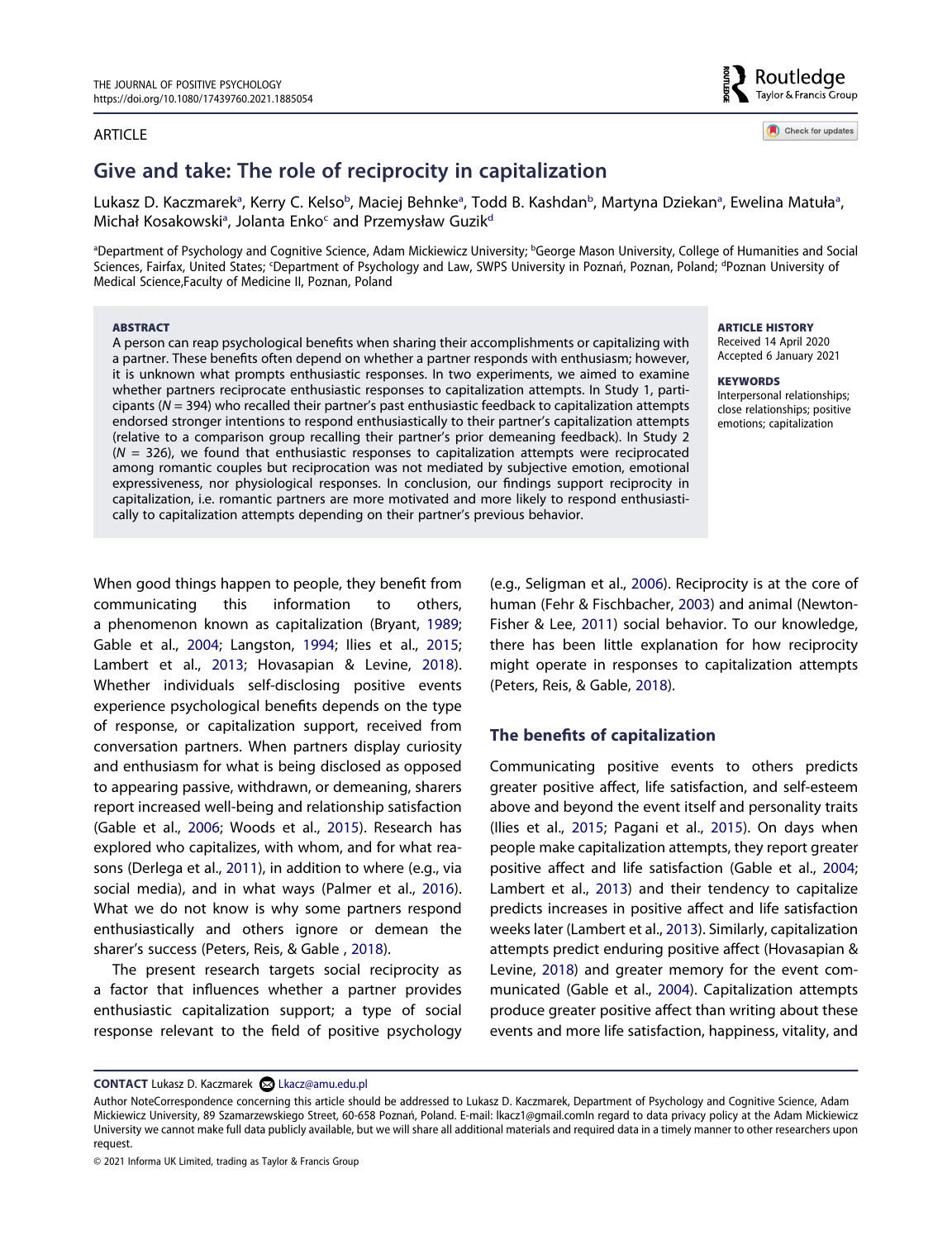ARTICLE

# Give and take: The role of reciprocity in capitalization

Lukasz D. Kaczmarek[a], Kerry C. Kelso[b], Maciej Behnke[a], Todd B. Kashdan[b], Martyna Dziekan[a], Ewelina Matuła[a], Michał Kosakowski[a], Jolanta Enko[c] and Przemysław Guzik[d]

[a]Department of Psychology and Cognitive Science, Adam Mickiewicz University; [b]George Mason University, College of Humanities and Social Sciences, Fairfax, United States; [c]Department of Psychology and Law, SWPS University in Poznań, Poznan, Poland; [d]Poznan University of Medical Science,Faculty of Medicine II, Poznan, Poland

**ABSTRACT**

A person can reap psychological benefits when sharing their accomplishments or capitalizing with a partner. These benefits often depend on whether a partner responds with enthusiasm; however, it is unknown what prompts enthusiastic responses. In two experiments, we aimed to examine whether partners reciprocate enthusiastic responses to capitalization attempts. In Study 1, participants (*N* = 394) who recalled their partner's past enthusiastic feedback to capitalization attempts endorsed stronger intentions to respond enthusiastically to their partner's capitalization attempts (relative to a comparison group recalling their partner's prior demeaning feedback). In Study 2 (*N* = 326), we found that enthusiastic responses to capitalization attempts were reciprocated among romantic couples but reciprocation was not mediated by subjective emotion, emotional expressiveness, nor physiological responses. In conclusion, our findings support reciprocity in capitalization, i.e. romantic partners are more motivated and more likely to respond enthusiastically to capitalization attempts depending on their partner's previous behavior.

**ARTICLE HISTORY**
Received 14 April 2020
Accepted 6 January 2021

**KEYWORDS**
Interpersonal relationships; close relationships; positive emotions; capitalization

When good things happen to people, they benefit from communicating this information to others, a phenomenon known as capitalization (Bryant, 1989; Gable et al., 2004; Langston, 1994; Ilies et al., 2015; Lambert et al., 2013; Hovasapian & Levine, 2018). Whether individuals self-disclosing positive events experience psychological benefits depends on the type of response, or capitalization support, received from conversation partners. When partners display curiosity and enthusiasm for what is being disclosed as opposed to appearing passive, withdrawn, or demeaning, sharers report increased well-being and relationship satisfaction (Gable et al., 2006; Woods et al., 2015). Research has explored who capitalizes, with whom, and for what reasons (Derlega et al., 2011), in addition to where (e.g., via social media), and in what ways (Palmer et al., 2016). What we do not know is why some partners respond enthusiastically and others ignore or demean the sharer's success (Peters, Reis, & Gable , 2018).

The present research targets social reciprocity as a factor that influences whether a partner provides enthusiastic capitalization support; a type of social response relevant to the field of positive psychology (e.g., Seligman et al., 2006). Reciprocity is at the core of human (Fehr & Fischbacher, 2003) and animal (Newton-Fisher & Lee, 2011) social behavior. To our knowledge, there has been little explanation for how reciprocity might operate in responses to capitalization attempts (Peters, Reis, & Gable, 2018).

## The benefits of capitalization

Communicating positive events to others predicts greater positive affect, life satisfaction, and self-esteem above and beyond the event itself and personality traits (Ilies et al., 2015; Pagani et al., 2015). On days when people make capitalization attempts, they report greater positive affect and life satisfaction (Gable et al., 2004; Lambert et al., 2013) and their tendency to capitalize predicts increases in positive affect and life satisfaction weeks later (Lambert et al., 2013). Similarly, capitalization attempts predict enduring positive affect (Hovasapian & Levine, 2018) and greater memory for the event communicated (Gable et al., 2004). Capitalization attempts produce greater positive affect than writing about these events and more life satisfaction, happiness, vitality, and

**CONTACT** Lukasz D. Kaczmarek Lkacz@amu.edu.pl

Author NoteCorrespondence concerning this article should be addressed to Lukasz D. Kaczmarek, Department of Psychology and Cognitive Science, Adam Mickiewicz University, 89 Szamarzewskiego Street, 60-658 Poznań, Poland. E-mail: lkacz1@gmail.comIn regard to data privacy policy at the Adam Mickiewicz University we cannot make full data publicly available, but we will share all additional materials and required data in a timely manner to other researchers upon request.

© 2021 Informa UK Limited, trading as Taylor & Francis Group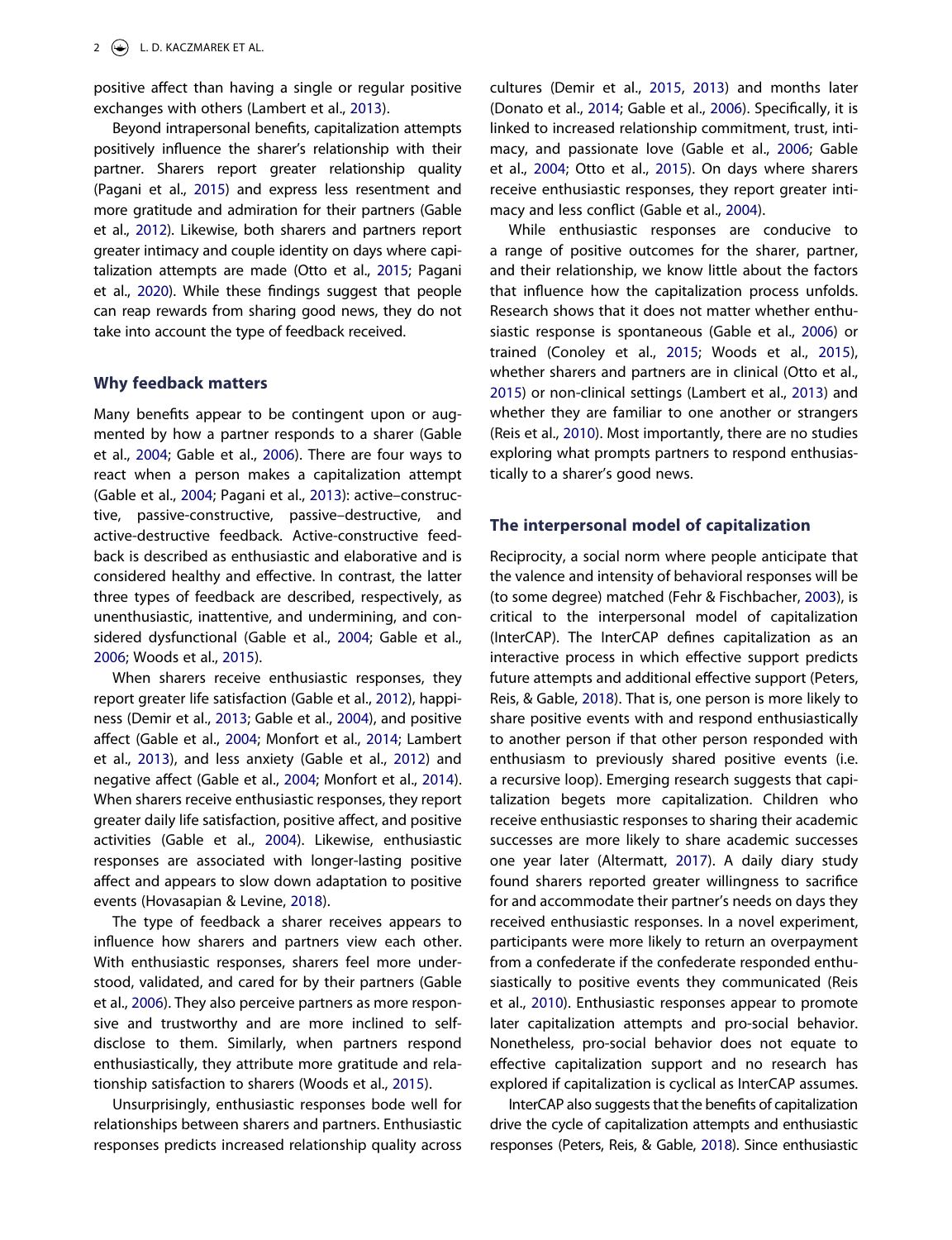positive affect than having a single or regular positive exchanges with others (Lambert et al., 2013).

Beyond intrapersonal benefits, capitalization attempts positively influence the sharer's relationship with their partner. Sharers report greater relationship quality (Pagani et al., 2015) and express less resentment and more gratitude and admiration for their partners (Gable et al., 2012). Likewise, both sharers and partners report greater intimacy and couple identity on days where capitalization attempts are made (Otto et al., 2015; Pagani et al., 2020). While these findings suggest that people can reap rewards from sharing good news, they do not take into account the type of feedback received.

## Why feedback matters

Many benefits appear to be contingent upon or augmented by how a partner responds to a sharer (Gable et al., 2004; Gable et al., 2006). There are four ways to react when a person makes a capitalization attempt (Gable et al., 2004; Pagani et al., 2013): active–constructive, passive-constructive, passive–destructive, and active-destructive feedback. Active-constructive feedback is described as enthusiastic and elaborative and is considered healthy and effective. In contrast, the latter three types of feedback are described, respectively, as unenthusiastic, inattentive, and undermining, and considered dysfunctional (Gable et al., 2004; Gable et al., 2006; Woods et al., 2015).

When sharers receive enthusiastic responses, they report greater life satisfaction (Gable et al., 2012), happiness (Demir et al., 2013; Gable et al., 2004), and positive affect (Gable et al., 2004; Monfort et al., 2014; Lambert et al., 2013), and less anxiety (Gable et al., 2012) and negative affect (Gable et al., 2004; Monfort et al., 2014). When sharers receive enthusiastic responses, they report greater daily life satisfaction, positive affect, and positive activities (Gable et al., 2004). Likewise, enthusiastic responses are associated with longer-lasting positive affect and appears to slow down adaptation to positive events (Hovasapian & Levine, 2018).

The type of feedback a sharer receives appears to influence how sharers and partners view each other. With enthusiastic responses, sharers feel more understood, validated, and cared for by their partners (Gable et al., 2006). They also perceive partners as more responsive and trustworthy and are more inclined to self-disclose to them. Similarly, when partners respond enthusiastically, they attribute more gratitude and relationship satisfaction to sharers (Woods et al., 2015).

Unsurprisingly, enthusiastic responses bode well for relationships between sharers and partners. Enthusiastic responses predicts increased relationship quality across cultures (Demir et al., 2015, 2013) and months later (Donato et al., 2014; Gable et al., 2006). Specifically, it is linked to increased relationship commitment, trust, intimacy, and passionate love (Gable et al., 2006; Gable et al., 2004; Otto et al., 2015). On days where sharers receive enthusiastic responses, they report greater intimacy and less conflict (Gable et al., 2004).

While enthusiastic responses are conducive to a range of positive outcomes for the sharer, partner, and their relationship, we know little about the factors that influence how the capitalization process unfolds. Research shows that it does not matter whether enthusiastic response is spontaneous (Gable et al., 2006) or trained (Conoley et al., 2015; Woods et al., 2015), whether sharers and partners are in clinical (Otto et al., 2015) or non-clinical settings (Lambert et al., 2013) and whether they are familiar to one another or strangers (Reis et al., 2010). Most importantly, there are no studies exploring what prompts partners to respond enthusiastically to a sharer's good news.

## The interpersonal model of capitalization

Reciprocity, a social norm where people anticipate that the valence and intensity of behavioral responses will be (to some degree) matched (Fehr & Fischbacher, 2003), is critical to the interpersonal model of capitalization (InterCAP). The InterCAP defines capitalization as an interactive process in which effective support predicts future attempts and additional effective support (Peters, Reis, & Gable, 2018). That is, one person is more likely to share positive events with and respond enthusiastically to another person if that other person responded with enthusiasm to previously shared positive events (i.e. a recursive loop). Emerging research suggests that capitalization begets more capitalization. Children who receive enthusiastic responses to sharing their academic successes are more likely to share academic successes one year later (Altermatt, 2017). A daily diary study found sharers reported greater willingness to sacrifice for and accommodate their partner's needs on days they received enthusiastic responses. In a novel experiment, participants were more likely to return an overpayment from a confederate if the confederate responded enthusiastically to positive events they communicated (Reis et al., 2010). Enthusiastic responses appear to promote later capitalization attempts and pro-social behavior. Nonetheless, pro-social behavior does not equate to effective capitalization support and no research has explored if capitalization is cyclical as InterCAP assumes.

InterCAP also suggests that the benefits of capitalization drive the cycle of capitalization attempts and enthusiastic responses (Peters, Reis, & Gable, 2018). Since enthusiastic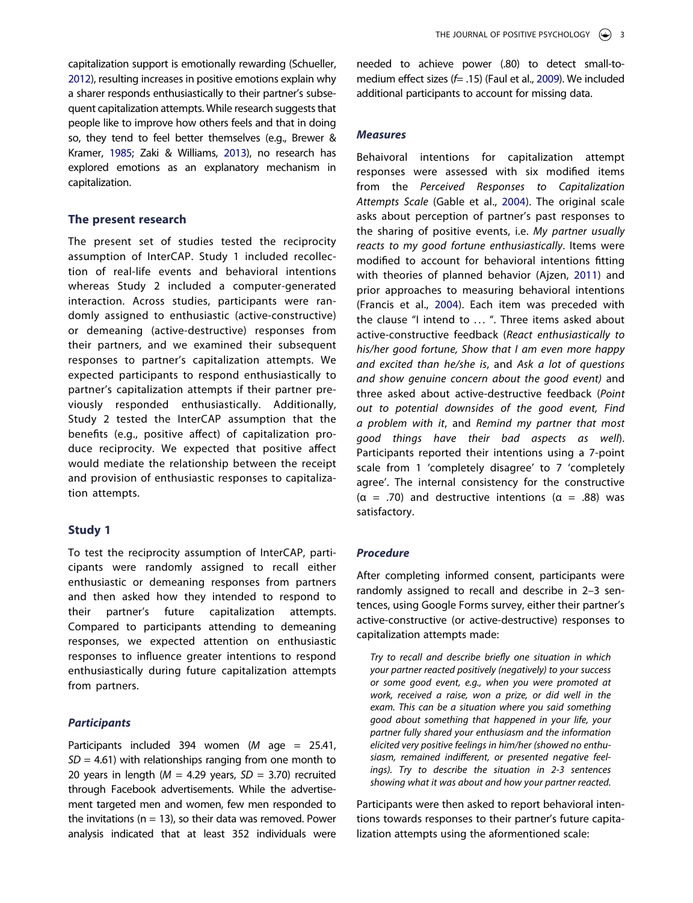capitalization support is emotionally rewarding (Schueller, 2012), resulting increases in positive emotions explain why a sharer responds enthusiastically to their partner's subsequent capitalization attempts. While research suggests that people like to improve how others feels and that in doing so, they tend to feel better themselves (e.g., Brewer & Kramer, 1985; Zaki & Williams, 2013), no research has explored emotions as an explanatory mechanism in capitalization.

## The present research

The present set of studies tested the reciprocity assumption of InterCAP. Study 1 included recollection of real-life events and behavioral intentions whereas Study 2 included a computer-generated interaction. Across studies, participants were randomly assigned to enthusiastic (active-constructive) or demeaning (active-destructive) responses from their partners, and we examined their subsequent responses to partner's capitalization attempts. We expected participants to respond enthusiastically to partner's capitalization attempts if their partner previously responded enthusiastically. Additionally, Study 2 tested the InterCAP assumption that the benefits (e.g., positive affect) of capitalization produce reciprocity. We expected that positive affect would mediate the relationship between the receipt and provision of enthusiastic responses to capitalization attempts.

## Study 1

To test the reciprocity assumption of InterCAP, participants were randomly assigned to recall either enthusiastic or demeaning responses from partners and then asked how they intended to respond to their partner's future capitalization attempts. Compared to participants attending to demeaning responses, we expected attention on enthusiastic responses to influence greater intentions to respond enthusiastically during future capitalization attempts from partners.

### *Participants*

Participants included 394 women (*M* age = 25.41, *SD* = 4.61) with relationships ranging from one month to 20 years in length (*M* = 4.29 years, *SD* = 3.70) recruited through Facebook advertisements. While the advertisement targeted men and women, few men responded to the invitations (n = 13), so their data was removed. Power analysis indicated that at least 352 individuals were needed to achieve power (.80) to detect small-to-medium effect sizes (*f*= .15) (Faul et al., 2009). We included additional participants to account for missing data.

### *Measures*

Behaivoral intentions for capitalization attempt responses were assessed with six modified items from the *Perceived Responses to Capitalization Attempts Scale* (Gable et al., 2004). The original scale asks about perception of partner's past responses to the sharing of positive events, i.e. *My partner usually reacts to my good fortune enthusiastically*. Items were modified to account for behavioral intentions fitting with theories of planned behavior (Ajzen, 2011) and prior approaches to measuring behavioral intentions (Francis et al., 2004). Each item was preceded with the clause "I intend to … ". Three items asked about active-constructive feedback (*React enthusiastically to his/her good fortune, Show that I am even more happy and excited than he/she is*, and *Ask a lot of questions and show genuine concern about the good event)* and three asked about active-destructive feedback (*Point out to potential downsides of the good event, Find a problem with it*, and *Remind my partner that most good things have their bad aspects as well*). Participants reported their intentions using a 7-point scale from 1 'completely disagree' to 7 'completely agree'. The internal consistency for the constructive (α = .70) and destructive intentions (α = .88) was satisfactory.

### *Procedure*

After completing informed consent, participants were randomly assigned to recall and describe in 2–3 sentences, using Google Forms survey, either their partner's active-constructive (or active-destructive) responses to capitalization attempts made:

> *Try to recall and describe briefly one situation in which your partner reacted positively (negatively) to your success or some good event, e.g., when you were promoted at work, received a raise, won a prize, or did well in the exam. This can be a situation where you said something good about something that happened in your life, your partner fully shared your enthusiasm and the information elicited very positive feelings in him/her (showed no enthusiasm, remained indifferent, or presented negative feelings). Try to describe the situation in 2-3 sentences showing what it was about and how your partner reacted.*

Participants were then asked to report behavioral intentions towards responses to their partner's future capitalization attempts using the aforementioned scale: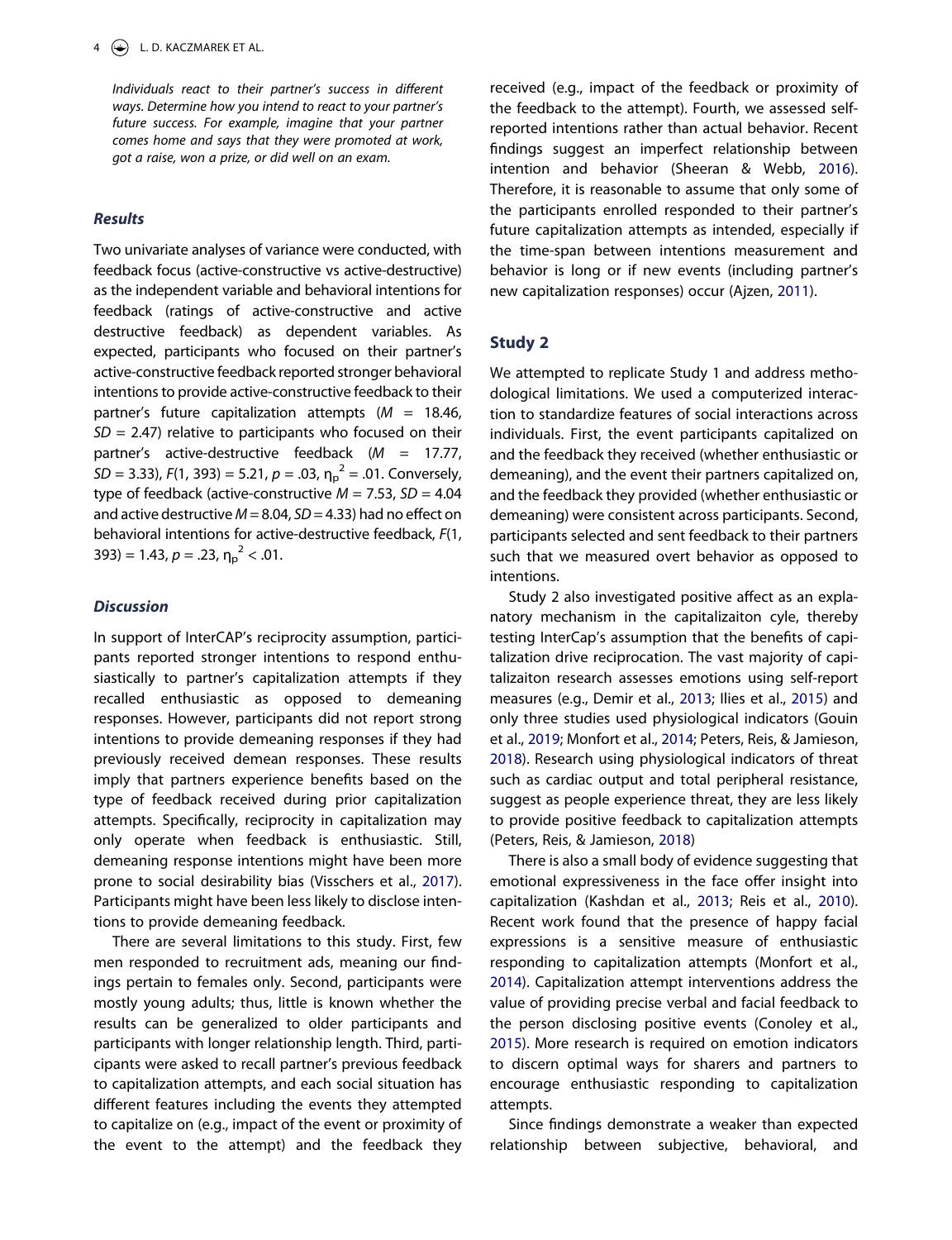*Individuals react to their partner's success in different ways. Determine how you intend to react to your partner's future success. For example, imagine that your partner comes home and says that they were promoted at work, got a raise, won a prize, or did well on an exam.*

### Results

Two univariate analyses of variance were conducted, with feedback focus (active-constructive vs active-destructive) as the independent variable and behavioral intentions for feedback (ratings of active-constructive and active destructive feedback) as dependent variables. As expected, participants who focused on their partner's active-constructive feedback reported stronger behavioral intentions to provide active-constructive feedback to their partner's future capitalization attempts ($M$ = 18.46, $SD$ = 2.47) relative to participants who focused on their partner's active-destructive feedback ($M$ = 17.77, $SD$ = 3.33), $F(1, 393) = 5.21$, $p = .03$, $\eta_p^2 = .01$. Conversely, type of feedback (active-constructive $M$ = 7.53, $SD$ = 4.04 and active destructive $M$ = 8.04, $SD$ = 4.33) had no effect on behavioral intentions for active-destructive feedback, $F(1, 393) = 1.43$, $p = .23$, $\eta_p^2 < .01$.

### Discussion

In support of InterCAP's reciprocity assumption, participants reported stronger intentions to respond enthusiastically to partner's capitalization attempts if they recalled enthusiastic as opposed to demeaning responses. However, participants did not report strong intentions to provide demeaning responses if they had previously received demean responses. These results imply that partners experience benefits based on the type of feedback received during prior capitalization attempts. Specifically, reciprocity in capitalization may only operate when feedback is enthusiastic. Still, demeaning response intentions might have been more prone to social desirability bias (Visschers et al., 2017). Participants might have been less likely to disclose intentions to provide demeaning feedback.

There are several limitations to this study. First, few men responded to recruitment ads, meaning our findings pertain to females only. Second, participants were mostly young adults; thus, little is known whether the results can be generalized to older participants and participants with longer relationship length. Third, participants were asked to recall partner's previous feedback to capitalization attempts, and each social situation has different features including the events they attempted to capitalize on (e.g., impact of the event or proximity of the event to the attempt) and the feedback they received (e.g., impact of the feedback or proximity of the feedback to the attempt). Fourth, we assessed self-reported intentions rather than actual behavior. Recent findings suggest an imperfect relationship between intention and behavior (Sheeran & Webb, 2016). Therefore, it is reasonable to assume that only some of the participants enrolled responded to their partner's future capitalization attempts as intended, especially if the time-span between intentions measurement and behavior is long or if new events (including partner's new capitalization responses) occur (Ajzen, 2011).

## Study 2

We attempted to replicate Study 1 and address methodological limitations. We used a computerized interaction to standardize features of social interactions across individuals. First, the event participants capitalized on and the feedback they received (whether enthusiastic or demeaning), and the event their partners capitalized on, and the feedback they provided (whether enthusiastic or demeaning) were consistent across participants. Second, participants selected and sent feedback to their partners such that we measured overt behavior as opposed to intentions.

Study 2 also investigated positive affect as an explanatory mechanism in the capitalizaiton cyle, thereby testing InterCap's assumption that the benefits of capitalization drive reciprocation. The vast majority of capitalizaiton research assesses emotions using self-report measures (e.g., Demir et al., 2013; Ilies et al., 2015) and only three studies used physiological indicators (Gouin et al., 2019; Monfort et al., 2014; Peters, Reis, & Jamieson, 2018). Research using physiological indicators of threat such as cardiac output and total peripheral resistance, suggest as people experience threat, they are less likely to provide positive feedback to capitalization attempts (Peters, Reis, & Jamieson, 2018)

There is also a small body of evidence suggesting that emotional expressiveness in the face offer insight into capitalization (Kashdan et al., 2013; Reis et al., 2010). Recent work found that the presence of happy facial expressions is a sensitive measure of enthusiastic responding to capitalization attempts (Monfort et al., 2014). Capitalization attempt interventions address the value of providing precise verbal and facial feedback to the person disclosing positive events (Conoley et al., 2015). More research is required on emotion indicators to discern optimal ways for sharers and partners to encourage enthusiastic responding to capitalization attempts.

Since findings demonstrate a weaker than expected relationship between subjective, behavioral, and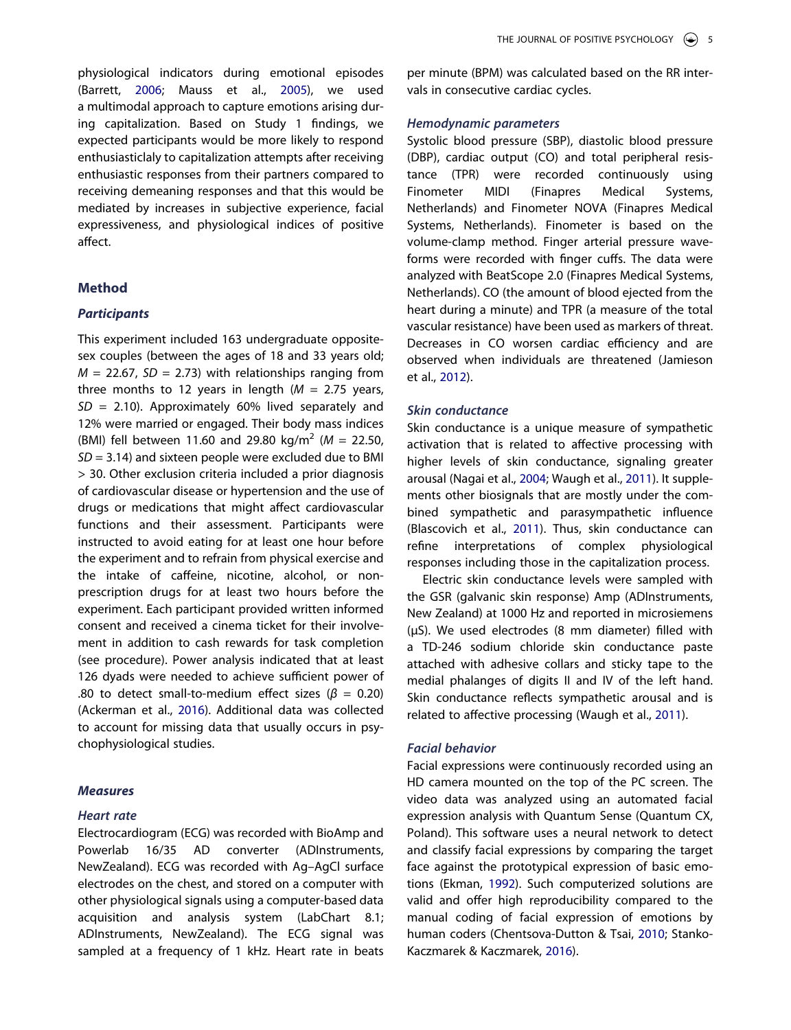physiological indicators during emotional episodes (Barrett, 2006; Mauss et al., 2005), we used a multimodal approach to capture emotions arising during capitalization. Based on Study 1 findings, we expected participants would be more likely to respond enthusiasticlaly to capitalization attempts after receiving enthusiastic responses from their partners compared to receiving demeaning responses and that this would be mediated by increases in subjective experience, facial expressiveness, and physiological indices of positive affect.

## Method

### Participants

This experiment included 163 undergraduate opposite-sex couples (between the ages of 18 and 33 years old; $M$ = 22.67, $SD$ = 2.73) with relationships ranging from three months to 12 years in length ($M$ = 2.75 years, $SD$ = 2.10). Approximately 60% lived separately and 12% were married or engaged. Their body mass indices (BMI) fell between 11.60 and 29.80 kg/m$^2$ ($M$ = 22.50, $SD$ = 3.14) and sixteen people were excluded due to BMI > 30. Other exclusion criteria included a prior diagnosis of cardiovascular disease or hypertension and the use of drugs or medications that might affect cardiovascular functions and their assessment. Participants were instructed to avoid eating for at least one hour before the experiment and to refrain from physical exercise and the intake of caffeine, nicotine, alcohol, or non-prescription drugs for at least two hours before the experiment. Each participant provided written informed consent and received a cinema ticket for their involvement in addition to cash rewards for task completion (see procedure). Power analysis indicated that at least 126 dyads were needed to achieve sufficient power of .80 to detect small-to-medium effect sizes ($\beta$ = 0.20) (Ackerman et al., 2016). Additional data was collected to account for missing data that usually occurs in psychophysiological studies.

### Measures

#### Heart rate

Electrocardiogram (ECG) was recorded with BioAmp and Powerlab 16/35 AD converter (ADInstruments, NewZealand). ECG was recorded with Ag–AgCl surface electrodes on the chest, and stored on a computer with other physiological signals using a computer-based data acquisition and analysis system (LabChart 8.1; ADInstruments, NewZealand). The ECG signal was sampled at a frequency of 1 kHz. Heart rate in beats per minute (BPM) was calculated based on the RR intervals in consecutive cardiac cycles.

#### Hemodynamic parameters

Systolic blood pressure (SBP), diastolic blood pressure (DBP), cardiac output (CO) and total peripheral resistance (TPR) were recorded continuously using Finometer MIDI (Finapres Medical Systems, Netherlands) and Finometer NOVA (Finapres Medical Systems, Netherlands). Finometer is based on the volume-clamp method. Finger arterial pressure waveforms were recorded with finger cuffs. The data were analyzed with BeatScope 2.0 (Finapres Medical Systems, Netherlands). CO (the amount of blood ejected from the heart during a minute) and TPR (a measure of the total vascular resistance) have been used as markers of threat. Decreases in CO worsen cardiac efficiency and are observed when individuals are threatened (Jamieson et al., 2012).

#### Skin conductance

Skin conductance is a unique measure of sympathetic activation that is related to affective processing with higher levels of skin conductance, signaling greater arousal (Nagai et al., 2004; Waugh et al., 2011). It supplements other biosignals that are mostly under the combined sympathetic and parasympathetic influence (Blascovich et al., 2011). Thus, skin conductance can refine interpretations of complex physiological responses including those in the capitalization process.

Electric skin conductance levels were sampled with the GSR (galvanic skin response) Amp (ADInstruments, New Zealand) at 1000 Hz and reported in microsiemens (μS). We used electrodes (8 mm diameter) filled with a TD-246 sodium chloride skin conductance paste attached with adhesive collars and sticky tape to the medial phalanges of digits II and IV of the left hand. Skin conductance reflects sympathetic arousal and is related to affective processing (Waugh et al., 2011).

#### Facial behavior

Facial expressions were continuously recorded using an HD camera mounted on the top of the PC screen. The video data was analyzed using an automated facial expression analysis with Quantum Sense (Quantum CX, Poland). This software uses a neural network to detect and classify facial expressions by comparing the target face against the prototypical expression of basic emotions (Ekman, 1992). Such computerized solutions are valid and offer high reproducibility compared to the manual coding of facial expression of emotions by human coders (Chentsova-Dutton & Tsai, 2010; Stanko-Kaczmarek & Kaczmarek, 2016).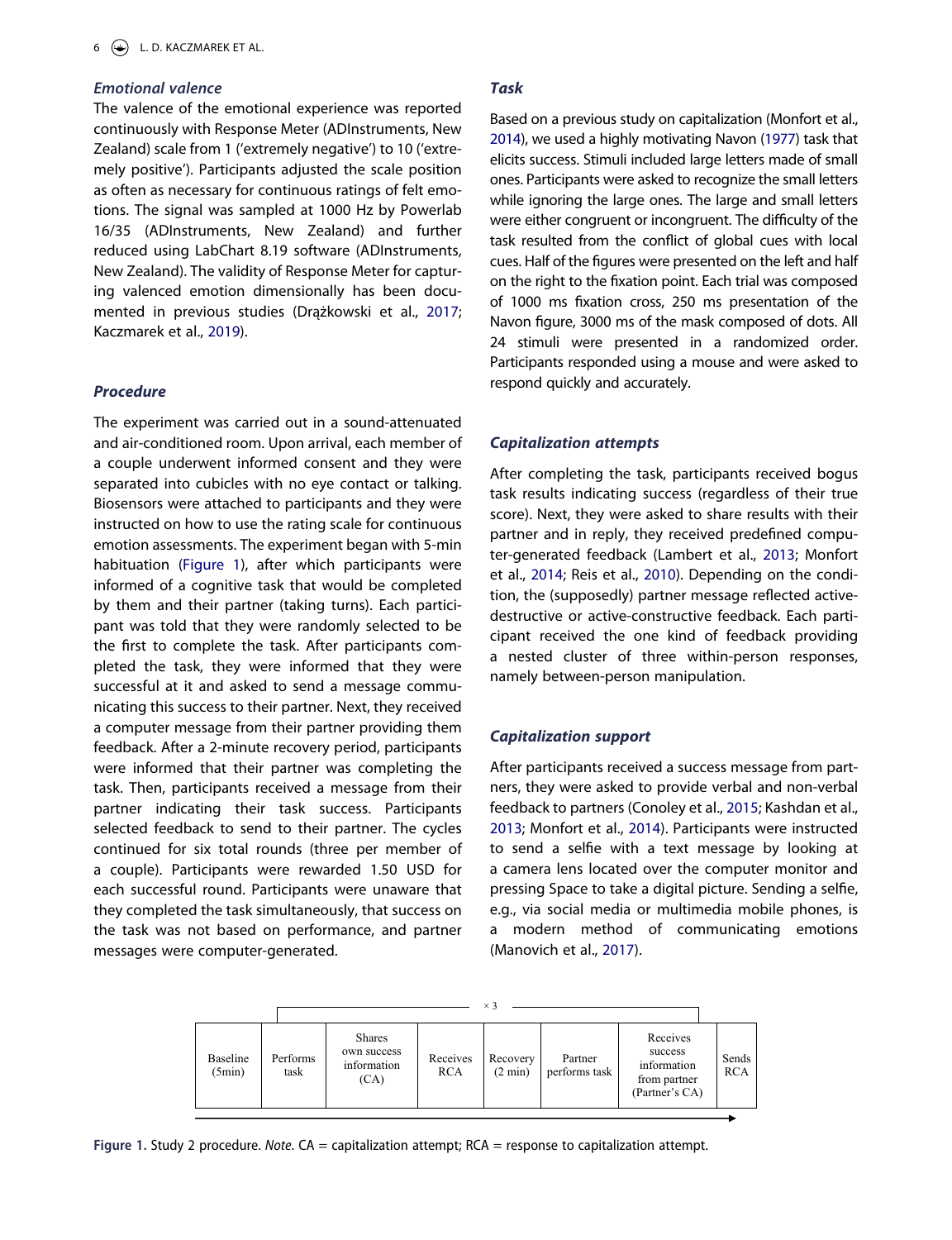### Emotional valence

The valence of the emotional experience was reported continuously with Response Meter (ADInstruments, New Zealand) scale from 1 ('extremely negative') to 10 ('extremely positive'). Participants adjusted the scale position as often as necessary for continuous ratings of felt emotions. The signal was sampled at 1000 Hz by Powerlab 16/35 (ADInstruments, New Zealand) and further reduced using LabChart 8.19 software (ADInstruments, New Zealand). The validity of Response Meter for capturing valenced emotion dimensionally has been documented in previous studies (Drążkowski et al., 2017; Kaczmarek et al., 2019).

### Procedure

The experiment was carried out in a sound-attenuated and air-conditioned room. Upon arrival, each member of a couple underwent informed consent and they were separated into cubicles with no eye contact or talking. Biosensors were attached to participants and they were instructed on how to use the rating scale for continuous emotion assessments. The experiment began with 5-min habituation (Figure 1), after which participants were informed of a cognitive task that would be completed by them and their partner (taking turns). Each participant was told that they were randomly selected to be the first to complete the task. After participants completed the task, they were informed that they were successful at it and asked to send a message communicating this success to their partner. Next, they received a computer message from their partner providing them feedback. After a 2-minute recovery period, participants were informed that their partner was completing the task. Then, participants received a message from their partner indicating their task success. Participants selected feedback to send to their partner. The cycles continued for six total rounds (three per member of a couple). Participants were rewarded 1.50 USD for each successful round. Participants were unaware that they completed the task simultaneously, that success on the task was not based on performance, and partner messages were computer-generated.

### Task

Based on a previous study on capitalization (Monfort et al., 2014), we used a highly motivating Navon (1977) task that elicits success. Stimuli included large letters made of small ones. Participants were asked to recognize the small letters while ignoring the large ones. The large and small letters were either congruent or incongruent. The difficulty of the task resulted from the conflict of global cues with local cues. Half of the figures were presented on the left and half on the right to the fixation point. Each trial was composed of 1000 ms fixation cross, 250 ms presentation of the Navon figure, 3000 ms of the mask composed of dots. All 24 stimuli were presented in a randomized order. Participants responded using a mouse and were asked to respond quickly and accurately.

### Capitalization attempts

After completing the task, participants received bogus task results indicating success (regardless of their true score). Next, they were asked to share results with their partner and in reply, they received predefined computer-generated feedback (Lambert et al., 2013; Monfort et al., 2014; Reis et al., 2010). Depending on the condition, the (supposedly) partner message reflected active-destructive or active-constructive feedback. Each participant received the one kind of feedback providing a nested cluster of three within-person responses, namely between-person manipulation.

### Capitalization support

After participants received a success message from partners, they were asked to provide verbal and non-verbal feedback to partners (Conoley et al., 2015; Kashdan et al., 2013; Monfort et al., 2014). Participants were instructed to send a selfie with a text message by looking at a camera lens located over the computer monitor and pressing Space to take a digital picture. Sending a selfie, e.g., via social media or multimedia mobile phones, is a modern method of communicating emotions (Manovich et al., 2017).

| Baseline (5min) | Performs task | Shares own success information (CA) | Receives RCA | Recovery (2 min) | Partner performs task | Receives success information from partner (Partner's CA) | Sends RCA |
|---|---|---|---|---|---|---|---|

(Steps from "Performs task" through "Sends RCA" repeated × 3.)

**Figure 1.** Study 2 procedure. *Note.* CA = capitalization attempt; RCA = response to capitalization attempt.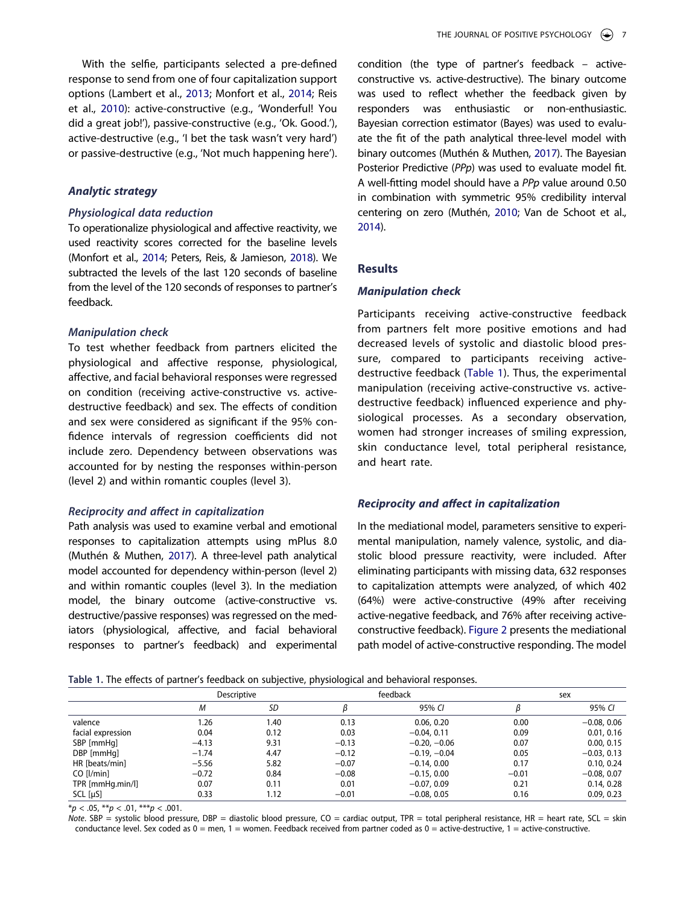With the selfie, participants selected a pre-defined response to send from one of four capitalization support options (Lambert et al., 2013; Monfort et al., 2014; Reis et al., 2010): active-constructive (e.g., 'Wonderful! You did a great job!'), passive-constructive (e.g., 'Ok. Good.'), active-destructive (e.g., 'I bet the task wasn't very hard') or passive-destructive (e.g., 'Not much happening here').

### Analytic strategy

#### Physiological data reduction

To operationalize physiological and affective reactivity, we used reactivity scores corrected for the baseline levels (Monfort et al., 2014; Peters, Reis, & Jamieson, 2018). We subtracted the levels of the last 120 seconds of baseline from the level of the 120 seconds of responses to partner's feedback.

#### Manipulation check

To test whether feedback from partners elicited the physiological and affective response, physiological, affective, and facial behavioral responses were regressed on condition (receiving active-constructive vs. active-destructive feedback) and sex. The effects of condition and sex were considered as significant if the 95% confidence intervals of regression coefficients did not include zero. Dependency between observations was accounted for by nesting the responses within-person (level 2) and within romantic couples (level 3).

#### Reciprocity and affect in capitalization

Path analysis was used to examine verbal and emotional responses to capitalization attempts using mPlus 8.0 (Muthén & Muthen, 2017). A three-level path analytical model accounted for dependency within-person (level 2) and within romantic couples (level 3). In the mediation model, the binary outcome (active-constructive vs. destructive/passive responses) was regressed on the mediators (physiological, affective, and facial behavioral responses to partner's feedback) and experimental condition (the type of partner's feedback – active-constructive vs. active-destructive). The binary outcome was used to reflect whether the feedback given by responders was enthusiastic or non-enthusiastic. Bayesian correction estimator (Bayes) was used to evaluate the fit of the path analytical three-level model with binary outcomes (Muthén & Muthen, 2017). The Bayesian Posterior Predictive (*PPp*) was used to evaluate model fit. A well-fitting model should have a *PPp* value around 0.50 in combination with symmetric 95% credibility interval centering on zero (Muthén, 2010; Van de Schoot et al., 2014).

## Results

### Manipulation check

Participants receiving active-constructive feedback from partners felt more positive emotions and had decreased levels of systolic and diastolic blood pressure, compared to participants receiving active-destructive feedback (Table 1). Thus, the experimental manipulation (receiving active-constructive vs. active-destructive feedback) influenced experience and physiological processes. As a secondary observation, women had stronger increases of smiling expression, skin conductance level, total peripheral resistance, and heart rate.

### Reciprocity and affect in capitalization

In the mediational model, parameters sensitive to experimental manipulation, namely valence, systolic, and diastolic blood pressure reactivity, were included. After eliminating participants with missing data, 632 responses to capitalization attempts were analyzed, of which 402 (64%) were active-constructive (49% after receiving active-negative feedback, and 76% after receiving active-constructive feedback). Figure 2 presents the mediational path model of active-constructive responding. The model

**Table 1.** The effects of partner's feedback on subjective, physiological and behavioral responses.

| | Descriptive | | feedback | | sex | |
|---|---|---|---|---|---|---|
| | *M* | *SD* | *β* | 95% *CI* | *β* | 95% *CI* |
| valence | 1.26 | 1.40 | 0.13 | 0.06, 0.20 | 0.00 | −0.08, 0.06 |
| facial expression | 0.04 | 0.12 | 0.03 | −0.04, 0.11 | 0.09 | 0.01, 0.16 |
| SBP [mmHg] | −4.13 | 9.31 | −0.13 | −0.20, −0.06 | 0.07 | 0.00, 0.15 |
| DBP [mmHg] | −1.74 | 4.47 | −0.12 | −0.19, −0.04 | 0.05 | −0.03, 0.13 |
| HR [beats/min] | −5.56 | 5.82 | −0.07 | −0.14, 0.00 | 0.17 | 0.10, 0.24 |
| CO [l/min] | −0.72 | 0.84 | −0.08 | −0.15, 0.00 | −0.01 | −0.08, 0.07 |
| TPR [mmHg.min/l] | 0.07 | 0.11 | 0.01 | −0.07, 0.09 | 0.21 | 0.14, 0.28 |
| SCL [μS] | 0.33 | 1.12 | −0.01 | −0.08, 0.05 | 0.16 | 0.09, 0.23 |

*$p < .05$, **$p < .01$, ***$p < .001$.

*Note*. SBP = systolic blood pressure, DBP = diastolic blood pressure, CO = cardiac output, TPR = total peripheral resistance, HR = heart rate, SCL = skin conductance level. Sex coded as 0 = men, 1 = women. Feedback received from partner coded as 0 = active-destructive, 1 = active-constructive.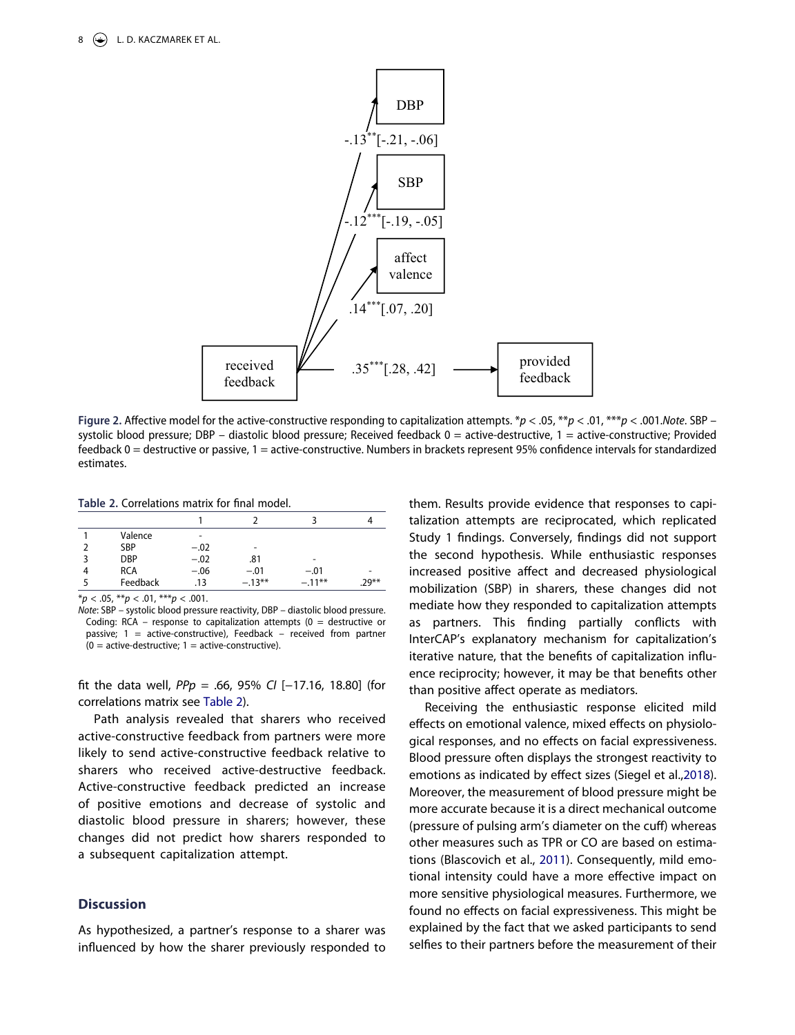**Figure 2.** Affective model for the active-constructive responding to capitalization attempts. *$p < .05$, **$p < .01$, ***$p < .001$. *Note*. SBP – systolic blood pressure; DBP – diastolic blood pressure; Received feedback 0 = active-destructive, 1 = active-constructive; Provided feedback 0 = destructive or passive, 1 = active-constructive. Numbers in brackets represent 95% confidence intervals for standardized estimates.

**Table 2.** Correlations matrix for final model.

| | | 1 | 2 | 3 | 4 |
|---|---|---|---|---|---|
| 1 | Valence | - | | | |
| 2 | SBP | −.02 | - | | |
| 3 | DBP | −.02 | .81 | - | |
| 4 | RCA | −.06 | −.01 | −.01 | - |
| 5 | Feedback | .13 | −.13** | −.11** | .29** |

*$p < .05$, **$p < .01$, ***$p < .001$.

*Note*: SBP – systolic blood pressure reactivity, DBP – diastolic blood pressure. Coding: RCA – response to capitalization attempts (0 = destructive or passive; 1 = active-constructive), Feedback – received from partner (0 = active-destructive; 1 = active-constructive).

fit the data well, $PPp = .66$, 95% *CI* [−17.16, 18.80] (for correlations matrix see Table 2).

Path analysis revealed that sharers who received active-constructive feedback from partners were more likely to send active-constructive feedback relative to sharers who received active-destructive feedback. Active-constructive feedback predicted an increase of positive emotions and decrease of systolic and diastolic blood pressure in sharers; however, these changes did not predict how sharers responded to a subsequent capitalization attempt.

## Discussion

As hypothesized, a partner's response to a sharer was influenced by how the sharer previously responded to them. Results provide evidence that responses to capitalization attempts are reciprocated, which replicated Study 1 findings. Conversely, findings did not support the second hypothesis. While enthusiastic responses increased positive affect and decreased physiological mobilization (SBP) in sharers, these changes did not mediate how they responded to capitalization attempts as partners. This finding partially conflicts with InterCAP's explanatory mechanism for capitalization's iterative nature, that the benefits of capitalization influence reciprocity; however, it may be that benefits other than positive affect operate as mediators.

Receiving the enthusiastic response elicited mild effects on emotional valence, mixed effects on physiological responses, and no effects on facial expressiveness. Blood pressure often displays the strongest reactivity to emotions as indicated by effect sizes (Siegel et al.,2018). Moreover, the measurement of blood pressure might be more accurate because it is a direct mechanical outcome (pressure of pulsing arm's diameter on the cuff) whereas other measures such as TPR or CO are based on estimations (Blascovich et al., 2011). Consequently, mild emotional intensity could have a more effective impact on more sensitive physiological measures. Furthermore, we found no effects on facial expressiveness. This might be explained by the fact that we asked participants to send selfies to their partners before the measurement of their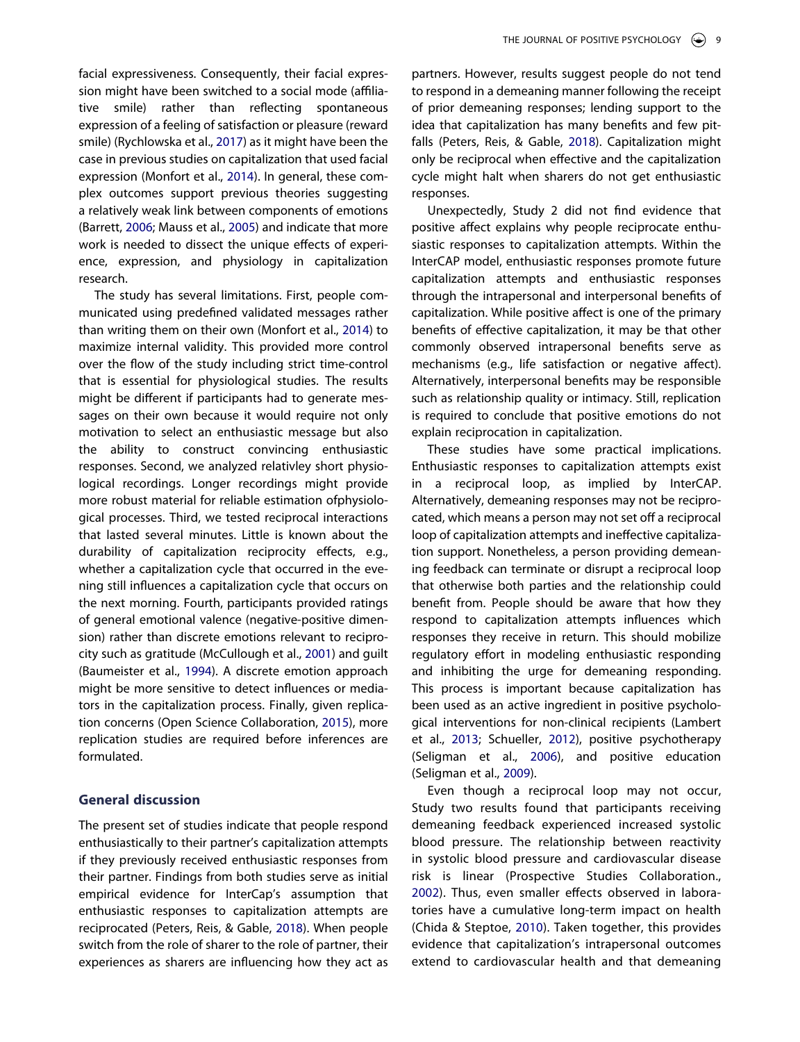facial expressiveness. Consequently, their facial expression might have been switched to a social mode (affiliative smile) rather than reflecting spontaneous expression of a feeling of satisfaction or pleasure (reward smile) (Rychlowska et al., 2017) as it might have been the case in previous studies on capitalization that used facial expression (Monfort et al., 2014). In general, these complex outcomes support previous theories suggesting a relatively weak link between components of emotions (Barrett, 2006; Mauss et al., 2005) and indicate that more work is needed to dissect the unique effects of experience, expression, and physiology in capitalization research.

The study has several limitations. First, people communicated using predefined validated messages rather than writing them on their own (Monfort et al., 2014) to maximize internal validity. This provided more control over the flow of the study including strict time-control that is essential for physiological studies. The results might be different if participants had to generate messages on their own because it would require not only motivation to select an enthusiastic message but also the ability to construct convincing enthusiastic responses. Second, we analyzed relativley short physiological recordings. Longer recordings might provide more robust material for reliable estimation ofphysiological processes. Third, we tested reciprocal interactions that lasted several minutes. Little is known about the durability of capitalization reciprocity effects, e.g., whether a capitalization cycle that occurred in the evening still influences a capitalization cycle that occurs on the next morning. Fourth, participants provided ratings of general emotional valence (negative-positive dimension) rather than discrete emotions relevant to reciprocity such as gratitude (McCullough et al., 2001) and guilt (Baumeister et al., 1994). A discrete emotion approach might be more sensitive to detect influences or mediators in the capitalization process. Finally, given replication concerns (Open Science Collaboration, 2015), more replication studies are required before inferences are formulated.

## General discussion

The present set of studies indicate that people respond enthusiastically to their partner's capitalization attempts if they previously received enthusiastic responses from their partner. Findings from both studies serve as initial empirical evidence for InterCap's assumption that enthusiastic responses to capitalization attempts are reciprocated (Peters, Reis, & Gable, 2018). When people switch from the role of sharer to the role of partner, their experiences as sharers are influencing how they act as partners. However, results suggest people do not tend to respond in a demeaning manner following the receipt of prior demeaning responses; lending support to the idea that capitalization has many benefits and few pitfalls (Peters, Reis, & Gable, 2018). Capitalization might only be reciprocal when effective and the capitalization cycle might halt when sharers do not get enthusiastic responses.

Unexpectedly, Study 2 did not find evidence that positive affect explains why people reciprocate enthusiastic responses to capitalization attempts. Within the InterCAP model, enthusiastic responses promote future capitalization attempts and enthusiastic responses through the intrapersonal and interpersonal benefits of capitalization. While positive affect is one of the primary benefits of effective capitalization, it may be that other commonly observed intrapersonal benefits serve as mechanisms (e.g., life satisfaction or negative affect). Alternatively, interpersonal benefits may be responsible such as relationship quality or intimacy. Still, replication is required to conclude that positive emotions do not explain reciprocation in capitalization.

These studies have some practical implications. Enthusiastic responses to capitalization attempts exist in a reciprocal loop, as implied by InterCAP. Alternatively, demeaning responses may not be reciprocated, which means a person may not set off a reciprocal loop of capitalization attempts and ineffective capitalization support. Nonetheless, a person providing demeaning feedback can terminate or disrupt a reciprocal loop that otherwise both parties and the relationship could benefit from. People should be aware that how they respond to capitalization attempts influences which responses they receive in return. This should mobilize regulatory effort in modeling enthusiastic responding and inhibiting the urge for demeaning responding. This process is important because capitalization has been used as an active ingredient in positive psychological interventions for non-clinical recipients (Lambert et al., 2013; Schueller, 2012), positive psychotherapy (Seligman et al., 2006), and positive education (Seligman et al., 2009).

Even though a reciprocal loop may not occur, Study two results found that participants receiving demeaning feedback experienced increased systolic blood pressure. The relationship between reactivity in systolic blood pressure and cardiovascular disease risk is linear (Prospective Studies Collaboration., 2002). Thus, even smaller effects observed in laboratories have a cumulative long-term impact on health (Chida & Steptoe, 2010). Taken together, this provides evidence that capitalization's intrapersonal outcomes extend to cardiovascular health and that demeaning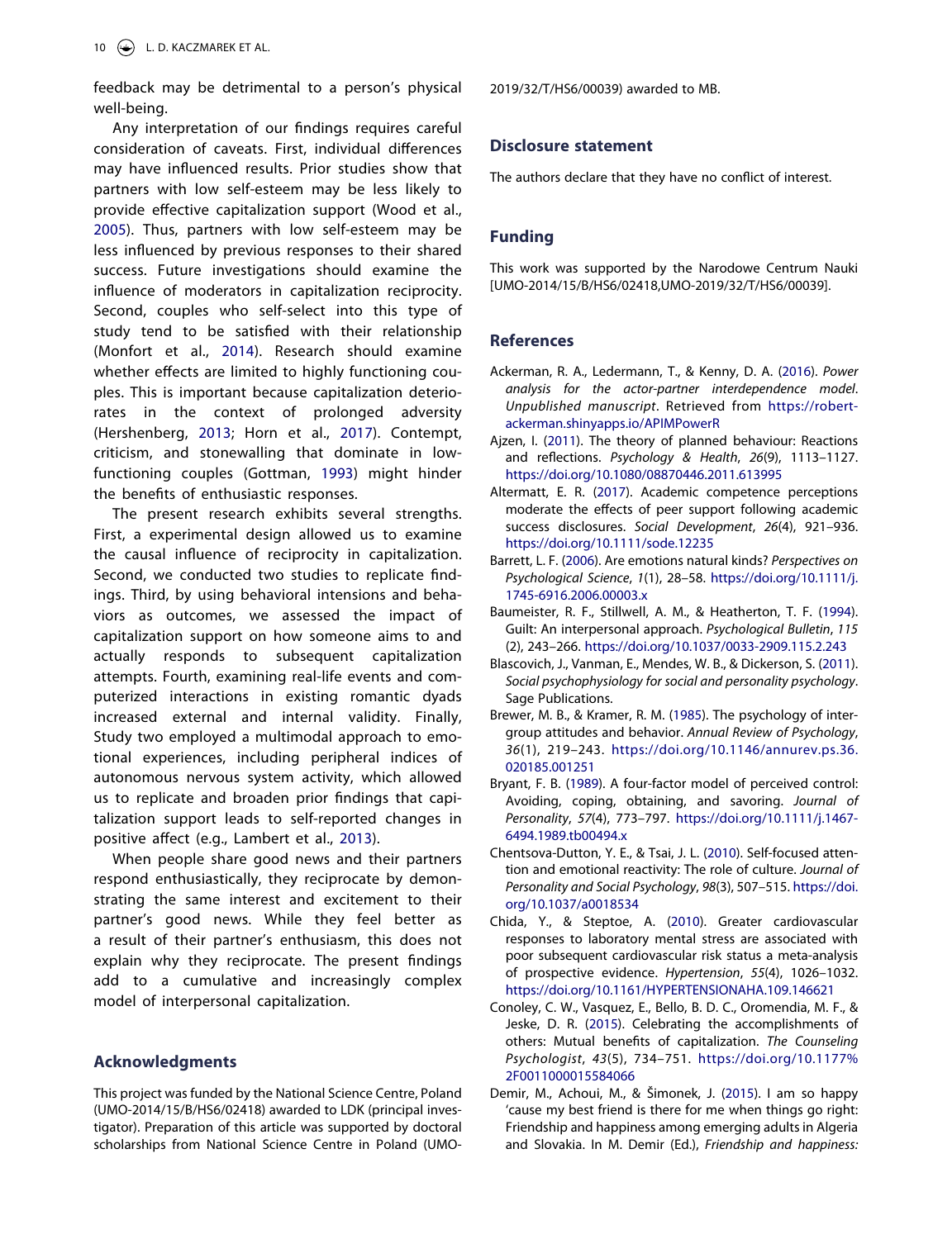feedback may be detrimental to a person's physical well-being.

Any interpretation of our findings requires careful consideration of caveats. First, individual differences may have influenced results. Prior studies show that partners with low self-esteem may be less likely to provide effective capitalization support (Wood et al., 2005). Thus, partners with low self-esteem may be less influenced by previous responses to their shared success. Future investigations should examine the influence of moderators in capitalization reciprocity. Second, couples who self-select into this type of study tend to be satisfied with their relationship (Monfort et al., 2014). Research should examine whether effects are limited to highly functioning couples. This is important because capitalization deteriorates in the context of prolonged adversity (Hershenberg, 2013; Horn et al., 2017). Contempt, criticism, and stonewalling that dominate in low-functioning couples (Gottman, 1993) might hinder the benefits of enthusiastic responses.

The present research exhibits several strengths. First, a experimental design allowed us to examine the causal influence of reciprocity in capitalization. Second, we conducted two studies to replicate findings. Third, by using behavioral intensions and behaviors as outcomes, we assessed the impact of capitalization support on how someone aims to and actually responds to subsequent capitalization attempts. Fourth, examining real-life events and computerized interactions in existing romantic dyads increased external and internal validity. Finally, Study two employed a multimodal approach to emotional experiences, including peripheral indices of autonomous nervous system activity, which allowed us to replicate and broaden prior findings that capitalization support leads to self-reported changes in positive affect (e.g., Lambert et al., 2013).

When people share good news and their partners respond enthusiastically, they reciprocate by demonstrating the same interest and excitement to their partner's good news. While they feel better as a result of their partner's enthusiasm, this does not explain why they reciprocate. The present findings add to a cumulative and increasingly complex model of interpersonal capitalization.

## Acknowledgments

This project was funded by the National Science Centre, Poland (UMO-2014/15/B/HS6/02418) awarded to LDK (principal investigator). Preparation of this article was supported by doctoral scholarships from National Science Centre in Poland (UMO-2019/32/T/HS6/00039) awarded to MB.

## Disclosure statement

The authors declare that they have no conflict of interest.

## Funding

This work was supported by the Narodowe Centrum Nauki [UMO-2014/15/B/HS6/02418,UMO-2019/32/T/HS6/00039].

## References

Ackerman, R. A., Ledermann, T., & Kenny, D. A. (2016). *Power analysis for the actor-partner interdependence model. Unpublished manuscript*. Retrieved from https://robert-ackerman.shinyapps.io/APIMPowerR

Ajzen, I. (2011). The theory of planned behaviour: Reactions and reflections. *Psychology & Health*, *26*(9), 1113–1127. https://doi.org/10.1080/08870446.2011.613995

Altermatt, E. R. (2017). Academic competence perceptions moderate the effects of peer support following academic success disclosures. *Social Development*, *26*(4), 921–936. https://doi.org/10.1111/sode.12235

Barrett, L. F. (2006). Are emotions natural kinds? *Perspectives on Psychological Science*, *1*(1), 28–58. https://doi.org/10.1111/j.1745-6916.2006.00003.x

Baumeister, R. F., Stillwell, A. M., & Heatherton, T. F. (1994). Guilt: An interpersonal approach. *Psychological Bulletin*, *115* (2), 243–266. https://doi.org/10.1037/0033-2909.115.2.243

Blascovich, J., Vanman, E., Mendes, W. B., & Dickerson, S. (2011). *Social psychophysiology for social and personality psychology*. Sage Publications.

Brewer, M. B., & Kramer, R. M. (1985). The psychology of intergroup attitudes and behavior. *Annual Review of Psychology*, *36*(1), 219–243. https://doi.org/10.1146/annurev.ps.36.020185.001251

Bryant, F. B. (1989). A four-factor model of perceived control: Avoiding, coping, obtaining, and savoring. *Journal of Personality*, *57*(4), 773–797. https://doi.org/10.1111/j.1467-6494.1989.tb00494.x

Chentsova-Dutton, Y. E., & Tsai, J. L. (2010). Self-focused attention and emotional reactivity: The role of culture. *Journal of Personality and Social Psychology*, *98*(3), 507–515. https://doi.org/10.1037/a0018534

Chida, Y., & Steptoe, A. (2010). Greater cardiovascular responses to laboratory mental stress are associated with poor subsequent cardiovascular risk status a meta-analysis of prospective evidence. *Hypertension*, *55*(4), 1026–1032. https://doi.org/10.1161/HYPERTENSIONAHA.109.146621

Conoley, C. W., Vasquez, E., Bello, B. D. C., Oromendia, M. F., & Jeske, D. R. (2015). Celebrating the accomplishments of others: Mutual benefits of capitalization. *The Counseling Psychologist*, *43*(5), 734–751. https://doi.org/10.1177%2F0011000015584066

Demir, M., Achoui, M., & Šimonek, J. (2015). I am so happy 'cause my best friend is there for me when things go right: Friendship and happiness among emerging adults in Algeria and Slovakia. In M. Demir (Ed.), *Friendship and happiness:*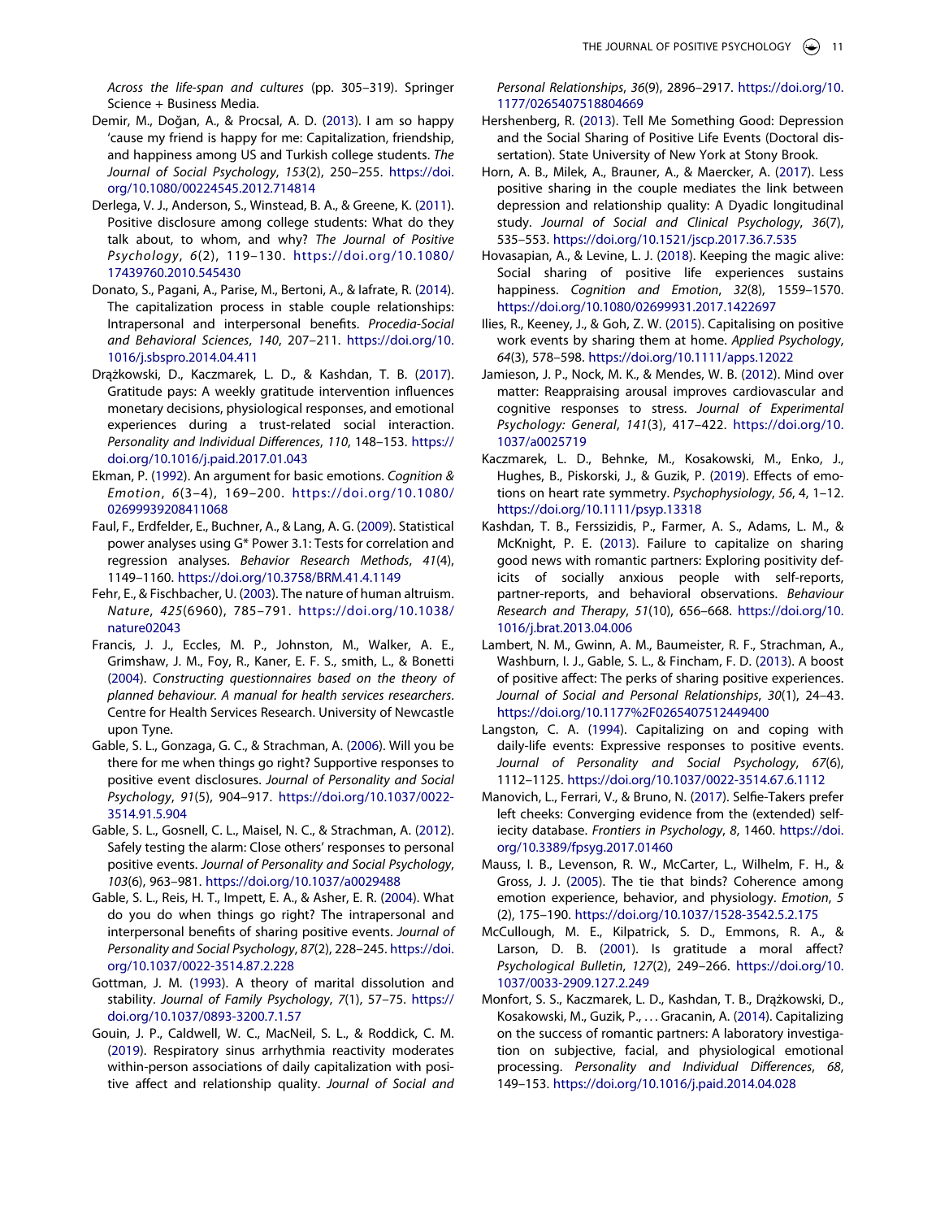*Across the life-span and cultures* (pp. 305–319). Springer Science + Business Media.

Demir, M., Doğan, A., & Procsal, A. D. (2013). I am so happy 'cause my friend is happy for me: Capitalization, friendship, and happiness among US and Turkish college students. *The Journal of Social Psychology*, *153*(2), 250–255. https://doi.org/10.1080/00224545.2012.714814

Derlega, V. J., Anderson, S., Winstead, B. A., & Greene, K. (2011). Positive disclosure among college students: What do they talk about, to whom, and why? *The Journal of Positive Psychology*, *6*(2), 119–130. https://doi.org/10.1080/17439760.2010.545430

Donato, S., Pagani, A., Parise, M., Bertoni, A., & Iafrate, R. (2014). The capitalization process in stable couple relationships: Intrapersonal and interpersonal benefits. *Procedia-Social and Behavioral Sciences*, *140*, 207–211. https://doi.org/10.1016/j.sbspro.2014.04.411

Drążkowski, D., Kaczmarek, L. D., & Kashdan, T. B. (2017). Gratitude pays: A weekly gratitude intervention influences monetary decisions, physiological responses, and emotional experiences during a trust-related social interaction. *Personality and Individual Differences*, *110*, 148–153. https://doi.org/10.1016/j.paid.2017.01.043

Ekman, P. (1992). An argument for basic emotions. *Cognition & Emotion*, *6*(3–4), 169–200. https://doi.org/10.1080/02699939208411068

Faul, F., Erdfelder, E., Buchner, A., & Lang, A. G. (2009). Statistical power analyses using G* Power 3.1: Tests for correlation and regression analyses. *Behavior Research Methods*, *41*(4), 1149–1160. https://doi.org/10.3758/BRM.41.4.1149

Fehr, E., & Fischbacher, U. (2003). The nature of human altruism. *Nature*, *425*(6960), 785–791. https://doi.org/10.1038/nature02043

Francis, J. J., Eccles, M. P., Johnston, M., Walker, A. E., Grimshaw, J. M., Foy, R., Kaner, E. F. S., smith, L., & Bonetti (2004). *Constructing questionnaires based on the theory of planned behaviour. A manual for health services researchers*. Centre for Health Services Research. University of Newcastle upon Tyne.

Gable, S. L., Gonzaga, G. C., & Strachman, A. (2006). Will you be there for me when things go right? Supportive responses to positive event disclosures. *Journal of Personality and Social Psychology*, *91*(5), 904–917. https://doi.org/10.1037/0022-3514.91.5.904

Gable, S. L., Gosnell, C. L., Maisel, N. C., & Strachman, A. (2012). Safely testing the alarm: Close others' responses to personal positive events. *Journal of Personality and Social Psychology*, *103*(6), 963–981. https://doi.org/10.1037/a0029488

Gable, S. L., Reis, H. T., Impett, E. A., & Asher, E. R. (2004). What do you do when things go right? The intrapersonal and interpersonal benefits of sharing positive events. *Journal of Personality and Social Psychology*, *87*(2), 228–245. https://doi.org/10.1037/0022-3514.87.2.228

Gottman, J. M. (1993). A theory of marital dissolution and stability. *Journal of Family Psychology*, *7*(1), 57–75. https://doi.org/10.1037/0893-3200.7.1.57

Gouin, J. P., Caldwell, W. C., MacNeil, S. L., & Roddick, C. M. (2019). Respiratory sinus arrhythmia reactivity moderates within-person associations of daily capitalization with positive affect and relationship quality. *Journal of Social and Personal Relationships*, *36*(9), 2896–2917. https://doi.org/10.1177/0265407518804669

Hershenberg, R. (2013). Tell Me Something Good: Depression and the Social Sharing of Positive Life Events (Doctoral dissertation). State University of New York at Stony Brook.

Horn, A. B., Milek, A., Brauner, A., & Maercker, A. (2017). Less positive sharing in the couple mediates the link between depression and relationship quality: A Dyadic longitudinal study. *Journal of Social and Clinical Psychology*, *36*(7), 535–553. https://doi.org/10.1521/jscp.2017.36.7.535

Hovasapian, A., & Levine, L. J. (2018). Keeping the magic alive: Social sharing of positive life experiences sustains happiness. *Cognition and Emotion*, *32*(8), 1559–1570. https://doi.org/10.1080/02699931.2017.1422697

Ilies, R., Keeney, J., & Goh, Z. W. (2015). Capitalising on positive work events by sharing them at home. *Applied Psychology*, *64*(3), 578–598. https://doi.org/10.1111/apps.12022

Jamieson, J. P., Nock, M. K., & Mendes, W. B. (2012). Mind over matter: Reappraising arousal improves cardiovascular and cognitive responses to stress. *Journal of Experimental Psychology: General*, *141*(3), 417–422. https://doi.org/10.1037/a0025719

Kaczmarek, L. D., Behnke, M., Kosakowski, M., Enko, J., Hughes, B., Piskorski, J., & Guzik, P. (2019). Effects of emotions on heart rate symmetry. *Psychophysiology*, *56*, 4, 1–12. https://doi.org/10.1111/psyp.13318

Kashdan, T. B., Ferssizidis, P., Farmer, A. S., Adams, L. M., & McKnight, P. E. (2013). Failure to capitalize on sharing good news with romantic partners: Exploring positivity deficits of socially anxious people with self-reports, partner-reports, and behavioral observations. *Behaviour Research and Therapy*, *51*(10), 656–668. https://doi.org/10.1016/j.brat.2013.04.006

Lambert, N. M., Gwinn, A. M., Baumeister, R. F., Strachman, A., Washburn, I. J., Gable, S. L., & Fincham, F. D. (2013). A boost of positive affect: The perks of sharing positive experiences. *Journal of Social and Personal Relationships*, *30*(1), 24–43. https://doi.org/10.1177%2F0265407512449400

Langston, C. A. (1994). Capitalizing on and coping with daily-life events: Expressive responses to positive events. *Journal of Personality and Social Psychology*, *67*(6), 1112–1125. https://doi.org/10.1037/0022-3514.67.6.1112

Manovich, L., Ferrari, V., & Bruno, N. (2017). Selfie-Takers prefer left cheeks: Converging evidence from the (extended) selfiecity database. *Frontiers in Psychology*, *8*, 1460. https://doi.org/10.3389/fpsyg.2017.01460

Mauss, I. B., Levenson, R. W., McCarter, L., Wilhelm, F. H., & Gross, J. J. (2005). The tie that binds? Coherence among emotion experience, behavior, and physiology. *Emotion*, *5* (2), 175–190. https://doi.org/10.1037/1528-3542.5.2.175

McCullough, M. E., Kilpatrick, S. D., Emmons, R. A., & Larson, D. B. (2001). Is gratitude a moral affect? *Psychological Bulletin*, *127*(2), 249–266. https://doi.org/10.1037/0033-2909.127.2.249

Monfort, S. S., Kaczmarek, L. D., Kashdan, T. B., Drążkowski, D., Kosakowski, M., Guzik, P., … Gracanin, A. (2014). Capitalizing on the success of romantic partners: A laboratory investigation on subjective, facial, and physiological emotional processing. *Personality and Individual Differences*, *68*, 149–153. https://doi.org/10.1016/j.paid.2014.04.028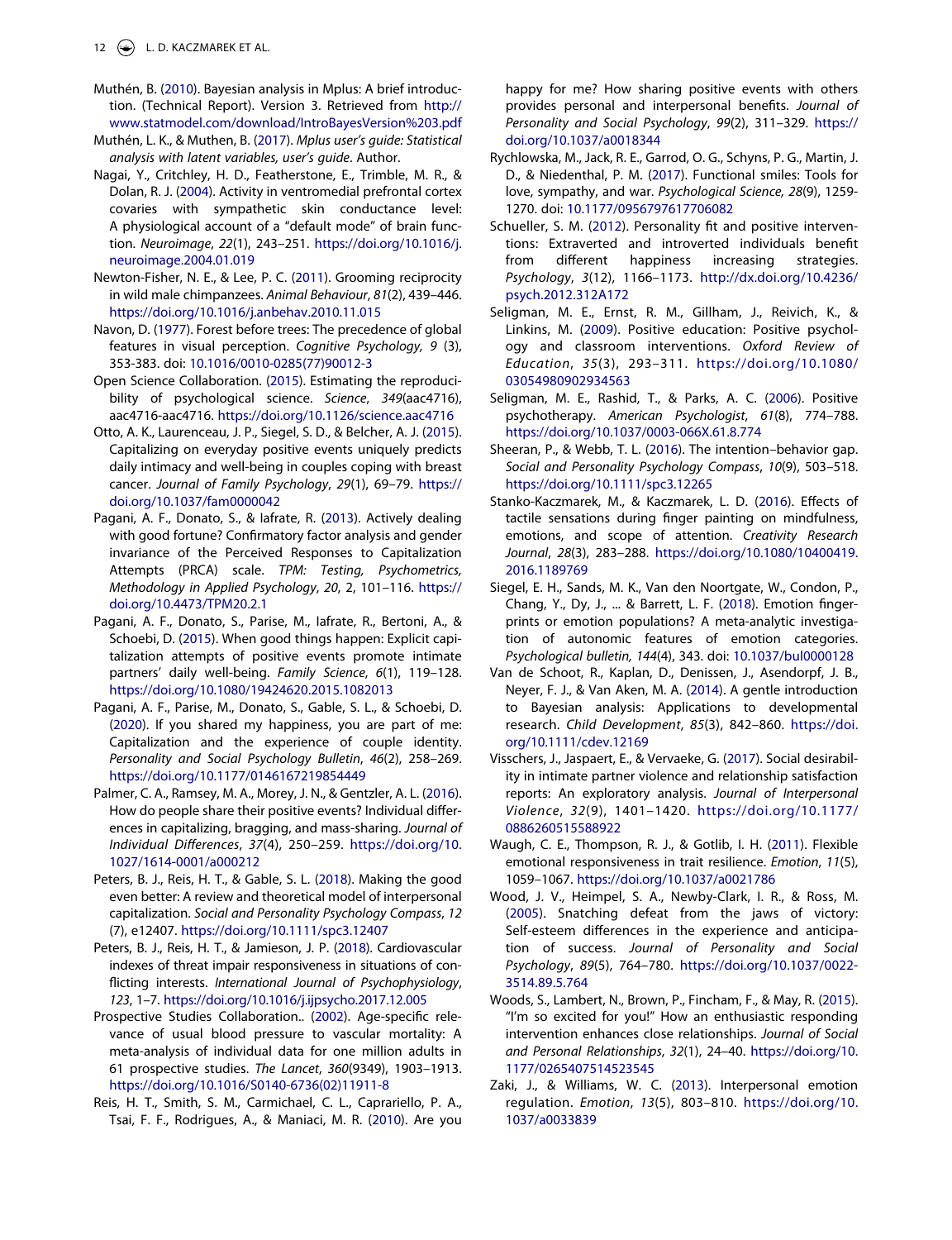Muthén, B. (2010). Bayesian analysis in Mplus: A brief introduction. (Technical Report). Version 3. Retrieved from http://www.statmodel.com/download/IntroBayesVersion%203.pdf

Muthén, L. K., & Muthen, B. (2017). *Mplus user's guide: Statistical analysis with latent variables, user's guide*. Author.

Nagai, Y., Critchley, H. D., Featherstone, E., Trimble, M. R., & Dolan, R. J. (2004). Activity in ventromedial prefrontal cortex covaries with sympathetic skin conductance level: A physiological account of a "default mode" of brain function. *Neuroimage*, *22*(1), 243–251. https://doi.org/10.1016/j.neuroimage.2004.01.019

Newton-Fisher, N. E., & Lee, P. C. (2011). Grooming reciprocity in wild male chimpanzees. *Animal Behaviour*, *81*(2), 439–446. https://doi.org/10.1016/j.anbehav.2010.11.015

Navon, D. (1977). Forest before trees: The precedence of global features in visual perception. *Cognitive Psychology, 9* (3), 353-383. doi: 10.1016/0010-0285(77)90012-3

Open Science Collaboration. (2015). Estimating the reproducibility of psychological science. *Science*, *349*(aac4716), aac4716-aac4716. https://doi.org/10.1126/science.aac4716

Otto, A. K., Laurenceau, J. P., Siegel, S. D., & Belcher, A. J. (2015). Capitalizing on everyday positive events uniquely predicts daily intimacy and well-being in couples coping with breast cancer. *Journal of Family Psychology*, *29*(1), 69–79. https://doi.org/10.1037/fam0000042

Pagani, A. F., Donato, S., & Iafrate, R. (2013). Actively dealing with good fortune? Confirmatory factor analysis and gender invariance of the Perceived Responses to Capitalization Attempts (PRCA) scale. *TPM: Testing, Psychometrics, Methodology in Applied Psychology*, *20*, 2, 101–116. https://doi.org/10.4473/TPM20.2.1

Pagani, A. F., Donato, S., Parise, M., Iafrate, R., Bertoni, A., & Schoebi, D. (2015). When good things happen: Explicit capitalization attempts of positive events promote intimate partners' daily well-being. *Family Science*, *6*(1), 119–128. https://doi.org/10.1080/19424620.2015.1082013

Pagani, A. F., Parise, M., Donato, S., Gable, S. L., & Schoebi, D. (2020). If you shared my happiness, you are part of me: Capitalization and the experience of couple identity. *Personality and Social Psychology Bulletin*, *46*(2), 258–269. https://doi.org/10.1177/0146167219854449

Palmer, C. A., Ramsey, M. A., Morey, J. N., & Gentzler, A. L. (2016). How do people share their positive events? Individual differences in capitalizing, bragging, and mass-sharing. *Journal of Individual Differences*, *37*(4), 250–259. https://doi.org/10.1027/1614-0001/a000212

Peters, B. J., Reis, H. T., & Gable, S. L. (2018). Making the good even better: A review and theoretical model of interpersonal capitalization. *Social and Personality Psychology Compass*, *12* (7), e12407. https://doi.org/10.1111/spc3.12407

Peters, B. J., Reis, H. T., & Jamieson, J. P. (2018). Cardiovascular indexes of threat impair responsiveness in situations of conflicting interests. *International Journal of Psychophysiology*, *123*, 1–7. https://doi.org/10.1016/j.ijpsycho.2017.12.005

Prospective Studies Collaboration.. (2002). Age-specific relevance of usual blood pressure to vascular mortality: A meta-analysis of individual data for one million adults in 61 prospective studies. *The Lancet*, *360*(9349), 1903–1913. https://doi.org/10.1016/S0140-6736(02)11911-8

Reis, H. T., Smith, S. M., Carmichael, C. L., Caprariello, P. A., Tsai, F. F., Rodrigues, A., & Maniaci, M. R. (2010). Are you happy for me? How sharing positive events with others provides personal and interpersonal benefits. *Journal of Personality and Social Psychology*, *99*(2), 311–329. https://doi.org/10.1037/a0018344

Rychlowska, M., Jack, R. E., Garrod, O. G., Schyns, P. G., Martin, J. D., & Niedenthal, P. M. (2017). Functional smiles: Tools for love, sympathy, and war. *Psychological Science, 28*(9), 1259-1270. doi: 10.1177/0956797617706082

Schueller, S. M. (2012). Personality fit and positive interventions: Extraverted and introverted individuals benefit from different happiness increasing strategies. *Psychology*, *3*(12), 1166–1173. http://dx.doi.org/10.4236/psych.2012.312A172

Seligman, M. E., Ernst, R. M., Gillham, J., Reivich, K., & Linkins, M. (2009). Positive education: Positive psychology and classroom interventions. *Oxford Review of Education*, *35*(3), 293–311. https://doi.org/10.1080/03054980902934563

Seligman, M. E., Rashid, T., & Parks, A. C. (2006). Positive psychotherapy. *American Psychologist*, *61*(8), 774–788. https://doi.org/10.1037/0003-066X.61.8.774

Sheeran, P., & Webb, T. L. (2016). The intention–behavior gap. *Social and Personality Psychology Compass*, *10*(9), 503–518. https://doi.org/10.1111/spc3.12265

Stanko-Kaczmarek, M., & Kaczmarek, L. D. (2016). Effects of tactile sensations during finger painting on mindfulness, emotions, and scope of attention. *Creativity Research Journal*, *28*(3), 283–288. https://doi.org/10.1080/10400419.2016.1189769

Siegel, E. H., Sands, M. K., Van den Noortgate, W., Condon, P., Chang, Y., Dy, J., ... & Barrett, L. F. (2018). Emotion fingerprints or emotion populations? A meta-analytic investigation of autonomic features of emotion categories. *Psychological bulletin, 144*(4), 343. doi: 10.1037/bul0000128

Van de Schoot, R., Kaplan, D., Denissen, J., Asendorpf, J. B., Neyer, F. J., & Van Aken, M. A. (2014). A gentle introduction to Bayesian analysis: Applications to developmental research. *Child Development*, *85*(3), 842–860. https://doi.org/10.1111/cdev.12169

Visschers, J., Jaspaert, E., & Vervaeke, G. (2017). Social desirability in intimate partner violence and relationship satisfaction reports: An exploratory analysis. *Journal of Interpersonal Violence*, *32*(9), 1401–1420. https://doi.org/10.1177/0886260515588922

Waugh, C. E., Thompson, R. J., & Gotlib, I. H. (2011). Flexible emotional responsiveness in trait resilience. *Emotion*, *11*(5), 1059–1067. https://doi.org/10.1037/a0021786

Wood, J. V., Heimpel, S. A., Newby-Clark, I. R., & Ross, M. (2005). Snatching defeat from the jaws of victory: Self-esteem differences in the experience and anticipation of success. *Journal of Personality and Social Psychology*, *89*(5), 764–780. https://doi.org/10.1037/0022-3514.89.5.764

Woods, S., Lambert, N., Brown, P., Fincham, F., & May, R. (2015). "I'm so excited for you!" How an enthusiastic responding intervention enhances close relationships. *Journal of Social and Personal Relationships*, *32*(1), 24–40. https://doi.org/10.1177/0265407514523545

Zaki, J., & Williams, W. C. (2013). Interpersonal emotion regulation. *Emotion*, *13*(5), 803–810. https://doi.org/10.1037/a0033839